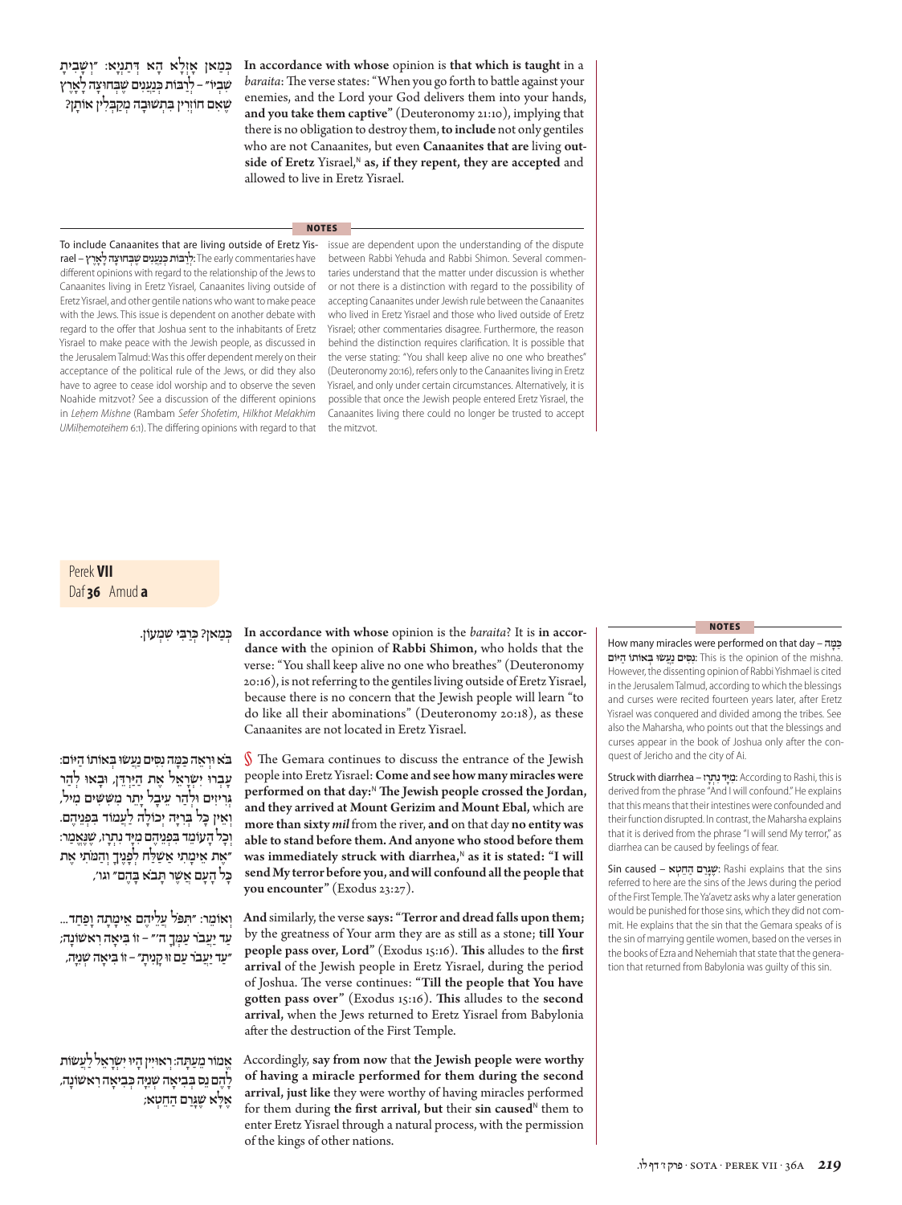כְּמַאן אָזְלָא הָא דְּתַנְיָא: ״וְשָׁבִיתָ שִׁבְיוֹ״ – לְרַבּוֹת כְּנַעֲנִים שֶׁבְּחוּצָה לָאָרֶץ שֶׁאִם חוֹזְרִין בִּתְשׁוּבָה מְקַבְּלִין אוֹתָן?

**In accordance with whose** opinion is **that which is taught** in a *baraita*: The verse states: "When you go forth to battle against your enemies, and the Lord your God delivers them into your hands, **and you take them captive**" (Deuteronomy 21:10), implying that there is no obligation to destroy them, **to include** not only gentiles who are not Canaanites, but even **Canaanites that are** living **outside of Eretz** Yisrael,[N] **as, if they repent, they are accepted** and allowed to live in Eretz Yisrael.

**NOTES**

To include Canaanites that are living outside of Eretz Yisrael – לְרַבּוֹת כְּנַעֲנִים שֶׁבְּחוּצָה לָאָרֶץ: The early commentaries have different opinions with regard to the relationship of the Jews to Canaanites living in Eretz Yisrael, Canaanites living outside of Eretz Yisrael, and other gentile nations who want to make peace with the Jews. This issue is dependent on another debate with regard to the offer that Joshua sent to the inhabitants of Eretz Yisrael to make peace with the Jewish people, as discussed in the Jerusalem Talmud: Was this offer dependent merely on their acceptance of the political rule of the Jews, or did they also have to agree to cease idol worship and to observe the seven Noahide mitzvot? See a discussion of the different opinions in *Leḥem Mishne* (Rambam *Sefer Shofetim*, *Hilkhot Melakhim UMilḥemoteihem* 6:1). The differing opinions with regard to that issue are dependent upon the understanding of the dispute between Rabbi Yehuda and Rabbi Shimon. Several commentaries understand that the matter under discussion is whether or not there is a distinction with regard to the possibility of accepting Canaanites under Jewish rule between the Canaanites who lived in Eretz Yisrael and those who lived outside of Eretz Yisrael; other commentaries disagree. Furthermore, the reason behind the distinction requires clarification. It is possible that the verse stating: "You shall keep alive no one who breathes" (Deuteronomy 20:16), refers only to the Canaanites living in Eretz Yisrael, and only under certain circumstances. Alternatively, it is possible that once the Jewish people entered Eretz Yisrael, the Canaanites living there could no longer be trusted to accept the mitzvot.

## Perek **VII** Daf **36** Amud **a**

כְּמַאן? כְּרַבִּי שִׁמְעוֹן.

**In accordance with whose** opinion is the *baraita*? It is **in accordance with** the opinion of **Rabbi Shimon,** who holds that the verse: "You shall keep alive no one who breathes" (Deuteronomy 20:16), is not referring to the gentiles living outside of Eretz Yisrael, because there is no concern that the Jewish people will learn "to do like all their abominations" (Deuteronomy 20:18), as these Canaanites are not located in Eretz Yisrael.

בֹּא וּרְאֵה כַּמָּה נִסִּים נַעֲשׂוּ בְּאוֹתוֹ הַיּוֹם: עָבְרוּ יִשְׂרָאֵל אֶת הַיַּרְדֵּן, וּבָאוּ לְהַר גְּרִיזִים וּלְהַר עֵיבָל יָתֵר מִשִּׁשִּׁים מִיל, וְאֵין כׇּל בְּרִיָּה יְכוֹלָה לַעֲמוֹד בִּפְנֵיהֶם. וְכׇל הָעוֹמֵד בִּפְנֵיהֶם מִיָּד נִתְרָז, שֶׁנֶּאֱמַר: ״אֶת אֵימָתִי אֲשַׁלַּח לְפָנֶיךָ וְהַמֹּתִי אֶת כׇּל הָעָם אֲשֶׁר תָּבֹא בָּהֶם״ וגו׳,

§ The Gemara continues to discuss the entrance of the Jewish people into Eretz Yisrael: **Come and see how many miracles were performed on that day:**[N] **The Jewish people crossed the Jordan, and they arrived at Mount Gerizim and Mount Ebal,** which are **more than sixty** ***mil*** from the river, **and** on that day **no entity was able to stand before them. And anyone who stood before them was immediately struck with diarrhea,**[N] **as it is stated: "I will send My terror before you, and will confound all the people that you encounter"** (Exodus 23:27).

וְאוֹמֵר: ״תִּפֹּל עֲלֵיהֶם אֵימָתָה וָפַחַד... עַד יַעֲבֹר עַמְּךָ ה׳״ – זוֹ בִּיאָה רִאשׁוֹנָה; ״עַד יַעֲבֹר עַם זוּ קָנִיתָ״ – זוֹ בִּיאָה שְׁנִיָּה,

**And** similarly, the verse **says: "Terror and dread falls upon them;** by the greatness of Your arm they are as still as a stone; **till Your people pass over, Lord"** (Exodus 15:16). **This** alludes to the **first arrival** of the Jewish people in Eretz Yisrael, during the period of Joshua. The verse continues: **"Till the people that You have gotten pass over"** (Exodus 15:16). **This** alludes to the **second arrival,** when the Jews returned to Eretz Yisrael from Babylonia after the destruction of the First Temple.

אֱמוֹר מֵעַתָּה: רְאוּיִין הָיוּ יִשְׂרָאֵל לַעֲשׂוֹת לָהֶם נֵס בְּבִיאָה שְׁנִיָּה כְּבִיאָה רִאשׁוֹנָה, אֶלָּא שֶׁגָּרַם הַחֵטְא;

Accordingly, **say from now** that **the Jewish people were worthy of having a miracle performed for them during the second arrival, just like** they were worthy of having miracles performed for them during **the first arrival, but** their **sin caused**[N] them to enter Eretz Yisrael through a natural process, with the permission of the kings of other nations.

**NOTES**

How many miracles were performed on that day – כַּמָּה נִסִּים נַעֲשׂוּ בְּאוֹתוֹ הַיּוֹם: This is the opinion of the mishna. However, the dissenting opinion of Rabbi Yishmael is cited in the Jerusalem Talmud, according to which the blessings and curses were recited fourteen years later, after Eretz Yisrael was conquered and divided among the tribes. See also the Maharsha, who points out that the blessings and curses appear in the book of Joshua only after the conquest of Jericho and the city of Ai.

Struck with diarrhea – מִיָּד נִתְרָז: According to Rashi, this is derived from the phrase "And I will confound." He explains that this means that their intestines were confounded and their function disrupted. In contrast, the Maharsha explains that it is derived from the phrase "I will send My terror," as diarrhea can be caused by feelings of fear.

Sin caused – שֶׁגָּרַם הַחֵטְא: Rashi explains that the sins referred to here are the sins of the Jews during the period of the First Temple. The Ya'avetz asks why a later generation would be punished for those sins, which they did not commit. He explains that the sin that the Gemara speaks of is the sin of marrying gentile women, based on the verses in the books of Ezra and Nehemiah that state that the generation that returned from Babylonia was guilty of this sin.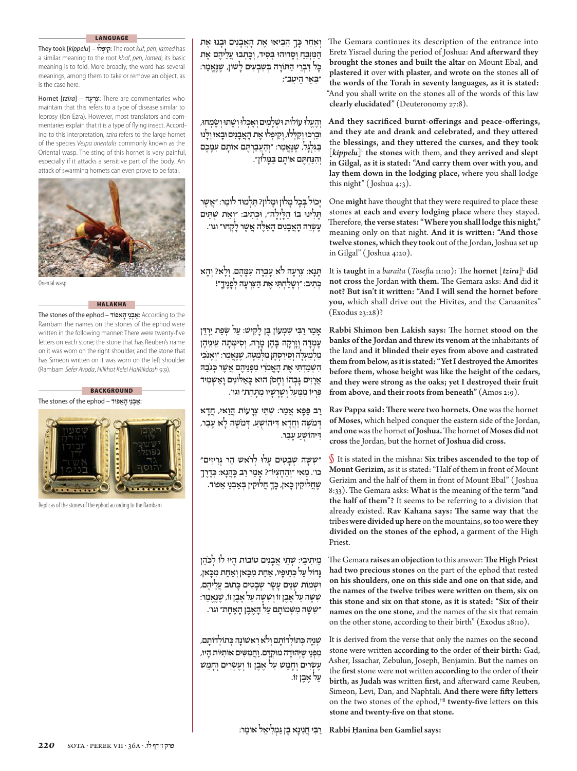### LANGUAGE

They took [*kippelu*] – **קִיפְּלוּ**: The root *kuf*, *peh*, *lamed* has a similar meaning to the root *khaf*, *peh*, *lamed*; its basic meaning is to fold. More broadly, the word has several meanings, among them to take or remove an object, as is the case here.

Hornet [*tzira*] – **צִרְעָה**: There are commentaries who maintain that this refers to a type of disease similar to leprosy (Ibn Ezra). However, most translators and commentaries explain that it is a type of flying insect. According to this interpretation, *tzira* refers to the large hornet of the species *Vespa orientalis* commonly known as the Oriental wasp. The sting of this hornet is very painful, especially if it attacks a sensitive part of the body. An attack of swarming hornets can even prove to be fatal.

Oriental wasp

### HALAKHA

The stones of the ephod – **אַבְנֵי הָאֵפוֹד**: According to the Rambam the names on the stones of the ephod were written in the following manner: There were twenty-five letters on each stone; the stone that has Reuben's name on it was worn on the right shoulder, and the stone that has Simeon written on it was worn on the left shoulder (Rambam *Sefer Avoda*, *Hilkhot Kelei HaMikdash* 9:9).

### BACKGROUND

The stones of the ephod – **אַבְנֵי הָאֵפוֹד**:

Replicas of the stones of the ephod according to the Rambam

---

וְאַחַר כָּךְ הֵבִיאוּ אֶת הָאֲבָנִים וּבָנוּ אֶת הַמִּזְבֵּחַ וְסָדוּהוּ בְּסִיד, וְכָתְבוּ עָלָיו אֶת כׇּל דִּבְרֵי הַתּוֹרָה בְּשִׁבְעִים לָשׁוֹן, שֶׁנֶּאֱמַר: ״בַּאֵר הֵיטֵב״;

The Gemara continues its description of the entrance into Eretz Yisrael during the period of Joshua: **And afterward they brought the stones and built the altar** on Mount Ebal, **and plastered it** over **with plaster, and wrote on** the stones **all of the words of the Torah in seventy languages, as it is stated:** "And you shall write on the stones all of the words of this law **clearly elucidated**" (Deuteronomy 27:8).

וְהֶעֱלוּ עוֹלוֹת וּשְׁלָמִים וְאָכְלוּ וְשָׁתוּ וְשָׂמְחוּ, וּבֵרְכוּ וְקִלְּלוּ, וְקִיפְּלוּ אֶת הָאֲבָנִים וּבָאוּ וְלָנוּ בְּגִלְגָּל, שֶׁנֶּאֱמַר: ״וְהַעֲבַרְתֶּם אוֹתָם עִמָּכֶם וְהִנַּחְתֶּם אוֹתָם בַּמָּלוֹן״.

**And they sacrificed burnt-offerings and peace-offerings, and they ate and drank and celebrated, and they uttered the blessings, and they uttered the curses, and they took** [*kippelu*][L] **the stones** with them, **and they arrived and slept in Gilgal, as it is stated: "And carry them over with you, and lay them down in the lodging place,** where you shall lodge this night" (Joshua 4:3).

יָכוֹל בְּכׇל מָלוֹן וּמָלוֹן? תַּלְמוּד לוֹמַר: ״אֲשֶׁר תָּלִינוּ בּוֹ הַלָּיְלָה״, וּכְתִיב: ״וְאֵת שְׁתֵּים עֶשְׂרֵה הָאֲבָנִים הָאֵלֶּה אֲשֶׁר לָקְחוּ״ וגו׳.

One **might** have thought that they were required to place these stones **at each and every lodging place** where they stayed. Therefore, **the verse states: "Where you shall lodge this night,"** meaning only on that night. **And it is written: "And those twelve stones, which they took** out of the Jordan, Joshua set up in Gilgal" (Joshua 4:20).

תָּנָא: צִרְעָה לֹא עָבְרָה עִמָּהֶם. וְלָא? וְהָא כְּתִיב: ״וְשָׁלַחְתִּי אֶת הַצִּרְעָה לְפָנֶיךָ״!

It is **taught** in a *baraita* (*Tosefta* 11:10): The **hornet** [*tzira*][L] **did not cross** the Jordan **with them.** The Gemara asks: **And** did it **not? But isn't it written: "And I will send the hornet before you,** which shall drive out the Hivites, and the Canaanites" (Exodus 23:28)?

אָמַר רַבִּי שִׁמְעוֹן בֶּן לָקִישׁ: עַל שְׂפַת יַרְדֵּן עָמְדָה וְזָרְקָה בָּהֶן מָרָה, וְסִימְּתָה עֵינֵיהֶן מִלְמַעְלָה וְסֵירְסָתָן מִלְּמַטָּה, שֶׁנֶּאֱמַר: ״וְאָנֹכִי הִשְׁמַדְתִּי אֶת הָאֱמֹרִי מִפְּנֵיהֶם אֲשֶׁר כְּגֹבַהּ אֲרָזִים גׇּבְהוֹ וְחָסֹן הוּא כָּאַלּוֹנִים וָאַשְׁמִיד פִּרְיוֹ מִמַּעַל וְשׇׁרָשָׁיו מִתָּחַת״ וגו׳.

**Rabbi Shimon ben Lakish says:** The hornet **stood on the banks of the Jordan and threw its venom at** the inhabitants of the land **and it blinded their eyes from above and castrated them from below, as it is stated: "Yet I destroyed the Amorites before them, whose height was like the height of the cedars, and they were strong as the oaks; yet I destroyed their fruit from above, and their roots from beneath"** (Amos 2:9).

רַב פַּפָּא אָמַר: שְׁתֵּי צְרָעוֹת הֲוַאי, חֲדָא דְּמֹשֶׁה וַחֲדָא דִּיהוֹשֻׁעַ, דְּמֹשֶׁה לָא עָבַר, דִּיהוֹשֻׁעַ עָבַר.

**Rav Pappa said: There were two hornets. One** was the hornet **of Moses,** which helped conquer the eastern side of the Jordan, **and one** was the hornet **of Joshua.** The hornet **of Moses did not cross** the Jordan, but the hornet **of Joshua did cross.**

״שִׁשָּׁה שְׁבָטִים עָלוּ לְרֹאשׁ הַר גְּרִיזִים״ כו׳. מַאי ״וְהֶחֱצְיוֹ״? אָמַר רַב כָּהֲנָא: כְּדֶרֶךְ שֶׁחֲלוּקִין כָּאן, כָּךְ חֲלוּקִין בְּאַבְנֵי אֵפוֹד.

§ It is stated in the mishna: **Six tribes ascended to the top of Mount Gerizim,** as it is stated: "Half of them in front of Mount Gerizim and the half of them in front of Mount Ebal" (Joshua 8:33). The Gemara asks: **What** is the meaning of the term **"and the half of them"?** It seems to be referring to a division that already existed. **Rav Kahana says: The same way that** the tribes **were divided up here** on the mountains, **so** too **were they divided on the stones of the ephod,** a garment of the High Priest.

מֵיתִיבִי: שְׁתֵּי אֲבָנִים טוֹבוֹת הָיוּ לוֹ לְכֹהֵן גָּדוֹל עַל כְּתֵיפָיו, אַחַת מִכָּאן וְאַחַת מִכָּאן, וּשְׁמוֹת שְׁנֵים עָשָׂר שְׁבָטִים כָּתוּב עֲלֵיהֶם, שִׁשָּׁה עַל אֶבֶן זוֹ וְשִׁשָּׁה עַל אֶבֶן זוֹ, שֶׁנֶּאֱמַר: ״שִׁשָּׁה מִשְּׁמֹתָם עַל הָאֶבֶן הָאֶחָת״ וגו׳.

The Gemara **raises an objection** to this answer: **The High Priest had two precious stones** on the part of the ephod that rested **on his shoulders, one on this side and one on that side, and the names of the twelve tribes were written on them, six on this stone and six on that stone, as it is stated: "Six of their names on the one stone,** and the names of the six that remain on the other stone, according to their birth" (Exodus 28:10).

שְׁנִיָּה כְּתוֹלְדוֹתָם וְלֹא רִאשׁוֹנָה כְּתוֹלְדוֹתָם, מִפְּנֵי שֶׁיְּהוּדָה מוּקְדָּם. וַחֲמִשִּׁים אוֹתִיּוֹת הָיוּ, עֶשְׂרִים וְחָמֵשׁ עַל אֶבֶן זוֹ וְעֶשְׂרִים וְחָמֵשׁ עַל אֶבֶן זוֹ.

It is derived from the verse that only the names on the **second** stone were written **according to** the order of **their birth:** Gad, Asher, Issachar, Zebulun, Joseph, Benjamin. **But** the names on the **first** stone were **not** written **according to** the order of **their birth, as Judah was** written **first,** and afterward came Reuben, Simeon, Levi, Dan, and Naphtali. **And there were fifty letters** on the two stones of the ephod,[HB] **twenty-five** letters **on this stone and twenty-five on that stone.**

רַבִּי חֲנִינָא בֶּן גַּמְלִיאֵל אוֹמֵר:

**Rabbi Ḥanina ben Gamliel says:**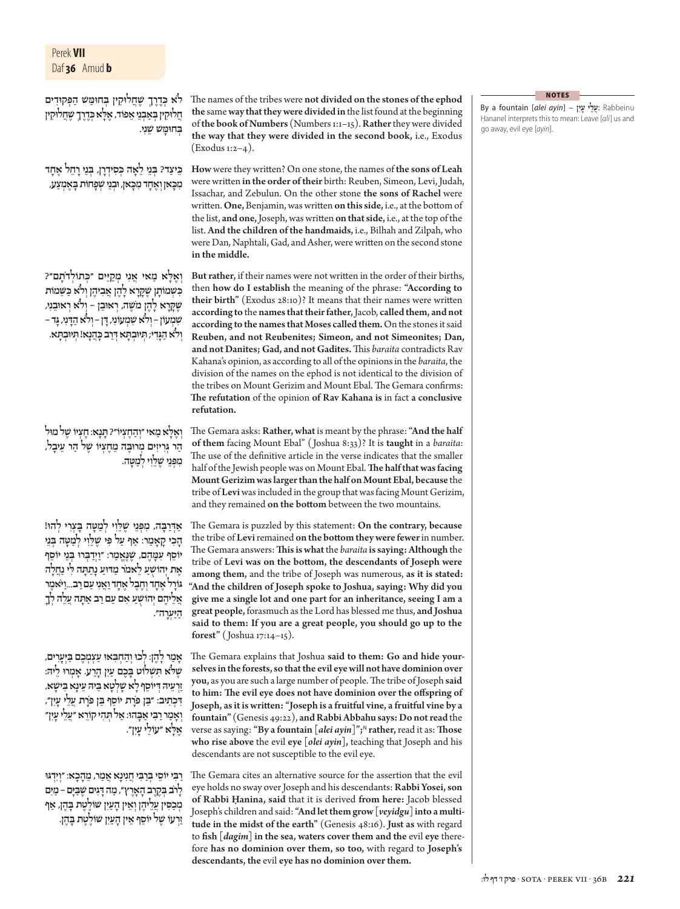לֹא כְּדֶרֶךְ שֶׁחֲלוּקִין בְּחוּמַשׁ הַפְּקוּדִים חֲלוּקִין בְּאַבְנֵי אֵפוֹד, אֶלָּא כְּדֶרֶךְ שֶׁחֲלוּקִין בְּחוּמָשׁ שֵׁנִי.

The names of the tribes were **not divided on the stones of the ephod the** same **way that they were divided in** the list found at the beginning of **the book of Numbers** (Numbers 1:1–15). **Rather** they were divided **the way that they were divided in the second book,** i.e., Exodus (Exodus 1:2–4).

כֵּיצַד? בְּנֵי לֵאָה כְּסִידְרָן, בְּנֵי רָחֵל אֶחָד מִכָּאן וְאֶחָד מִכָּאן, וּבְנֵי שְׁפָחוֹת בְּאֶמְצַע.

**How** were they written? On one stone, the names of **the sons of Leah** were written **in the order of their** birth: Reuben, Simeon, Levi, Judah, Issachar, and Zebulun. On the other stone **the sons of Rachel** were written. **One,** Benjamin, was written **on this side,** i.e., at the bottom of the list, **and one,** Joseph, was written **on that side,** i.e., at the top of the list. **And the children of the handmaids,** i.e., Bilhah and Zilpah, who were Dan, Naphtali, Gad, and Asher, were written on the second stone **in the middle.**

וְאֶלָּא מַאי אֲנִי מְקַיֵּים ״כְּתוֹלְדֹתָם״? כִּשְׁמוֹתָן שֶׁקָּרָא לָהֶן אֲבִיהֶן וְלֹא כִּשְׁמוֹת שֶׁקָּרָא לָהֶן מֹשֶׁה, רְאוּבֵן – וְלֹא רְאוּבֵנִי, שִׁמְעוֹן – וְלֹא שִׁמְעוֹנִי, דָּן – וְלֹא הַדָּנִי, גָּד – וְלֹא הַגָּדִי; תְּיוּבְתָּא דְּרַב כָּהֲנָא! תְּיוּבְתָּא.

**But rather,** if their names were not written in the order of their births, then **how do I establish** the meaning of the phrase: **"According to their birth"** (Exodus 28:10)? It means that their names were written **according to** the **names that their father,** Jacob, **called them, and not according to the names that Moses called them.** On the stones it said **Reuben, and not Reubenites; Simeon, and not Simeonites; Dan, and not Danites; Gad, and not Gadites.** This *baraita* contradicts Rav Kahana's opinion, as according to all of the opinions in the *baraita*, the division of the names on the ephod is not identical to the division of the tribes on Mount Gerizim and Mount Ebal. The Gemara confirms: **The refutation** of the opinion **of Rav Kahana is** in fact **a conclusive refutation.**

וְאֶלָּא מַאי ״וְהֶחֱצְיוֹ״? תָּנָא: חֶצְיוֹ שֶׁל מוּל הַר גְּרִיזִים מְרוּבֶּה מֵחֶצְיוֹ שֶׁל הַר עֵיבָל, מִפְּנֵי שֶׁלֵּוִי לְמַטָּה.

The Gemara asks: **Rather, what** is meant by the phrase: **"And the half of them** facing Mount Ebal" (Joshua 8:33)? It is **taught** in a *baraita*: The use of the definitive article in the verse indicates that the smaller half of the Jewish people was on Mount Ebal. **The half that was facing Mount Gerizim was larger than the half on Mount Ebal, because** the tribe of **Levi** was included in the group that was facing Mount Gerizim, and they remained **on the bottom** between the two mountains.

אַדְּרַבָּה, מִפְּנֵי שֶׁלֵּוִי לְמַטָּה בָּצְרֵי לְהוּ! הָכִי קָאָמַר: אַף עַל פִּי שֶׁלֵּוִי לְמַטָּה בְּנֵי יוֹסֵף עִמָּהֶם, שֶׁנֶּאֱמַר: ״וַיְדַבְּרוּ בְּנֵי יוֹסֵף אֶת יְהוֹשֻׁעַ לֵאמֹר מַדּוּעַ נָתַתָּה לִּי נַחֲלָה גּוֹרָל אֶחָד וְחֶבֶל אֶחָד וַאֲנִי עַם רָב... וַיֹּאמֶר אֲלֵיהֶם יְהוֹשֻׁעַ אִם עַם רַב אַתָּה עֲלֵה לְךָ הַיַּעְרָה״.

The Gemara is puzzled by this statement: **On the contrary, because** the tribe of **Levi** remained **on the bottom they were fewer** in number. The Gemara answers: **This is what** the *baraita* **is saying: Although** the tribe of **Levi was on the bottom, the descendants of Joseph were among them,** and the tribe of Joseph was numerous, **as it is stated: "And the children of Joseph spoke to Joshua, saying: Why did you give me a single lot and one part for an inheritance, seeing I am a great people,** forasmuch as the Lord has blessed me thus, **and Joshua said to them: If you are a great people, you should go up to the forest"** (Joshua 17:14–15).

אָמַר לָהֶן: לְכוּ וְהַחְבִּאוּ עַצְמְכֶם בַּיְּעָרִים, שֶׁלֹּא תִּשְׁלוֹט בָּכֶם עַיִן הָרָע. אָמְרוּ לֵיהּ: זַרְעֵיהּ דְּיוֹסֵף לָא שָׁלְטָא בֵּיהּ עֵינָא בִּישָׁא, דִּכְתִיב: ״בֵּן פֹּרָת יוֹסֵף בֵּן פֹּרָת עֲלֵי עָיִן״, וְאָמַר רַבִּי אַבָּהוּ: אַל תְּהִי קוֹרֵא ״עֲלֵי עָיִן״ אֶלָּא ״עוֹלֵי עָיִן״.

The Gemara explains that Joshua **said to them: Go and hide yourselves in the forests, so that the evil eye will not have dominion over you,** as you are such a large number of people. The tribe of Joseph **said to him: The evil eye does not have dominion over the offspring of Joseph, as it is written: "Joseph is a fruitful vine, a fruitful vine by a fountain"** (Genesis 49:22), **and Rabbi Abbahu says: Do not read** the verse as saying: **"By a fountain [*alei ayin*]";**[N] **rather,** read it as: **Those who rise above** the evil **eye [*olei ayin*],** teaching that Joseph and his descendants are not susceptible to the evil eye.

רַבִּי יוֹסֵי בְּרַבִּי חֲנִינָא אָמַר, מֵהָכָא: ״וְיִדְגּוּ לָרֹב בְּקֶרֶב הָאָרֶץ״, מָה דָּגִים שֶׁבַּיָּם – מַיִם מְכַסִּין עֲלֵיהֶן וְאֵין הָעַיִן שׁוֹלֶטֶת בָּהֶן, אַף זַרְעוֹ שֶׁל יוֹסֵף אֵין הָעַיִן שׁוֹלֶטֶת בָּהֶן.

The Gemara cites an alternative source for the assertion that the evil eye holds no sway over Joseph and his descendants: **Rabbi Yosei, son of Rabbi Ḥanina, said** that it is derived **from here:** Jacob blessed Joseph's children and said: **"And let them grow [*veyidgu*] into a multitude in the midst of the earth"** (Genesis 48:16). **Just as** with regard to **fish [*dagim*] in the sea, waters cover them and the** evil **eye** therefore **has no dominion over them, so too,** with regard to **Joseph's descendants, the** evil **eye has no dominion over them.**

**NOTES**

By a fountain [*alei ayin*] – עֲלֵי עָיִן: Rabbeinu Ḥananel interprets this to mean: Leave [*ali*] us and go away, evil eye [*ayin*].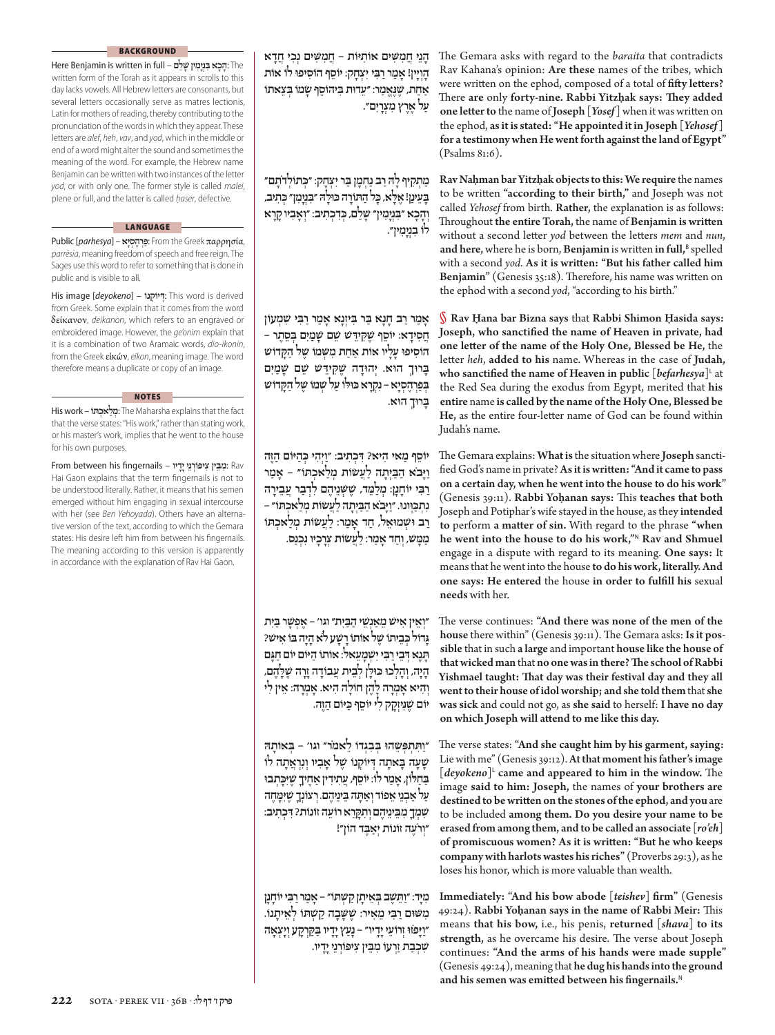**BACKGROUND**

Here Benjamin is written in full – הָכָא בִּנְיָמִין שָׁלֵם: The written form of the Torah as it appears in scrolls to this day lacks vowels. All Hebrew letters are consonants, but several letters occasionally serve as matres lectionis, Latin for mothers of reading, thereby contributing to the pronunciation of the words in which they appear. These letters are *alef*, *heh*, *vav*, and *yod*, which in the middle or end of a word might alter the sound and sometimes the meaning of the word. For example, the Hebrew name Benjamin can be written with two instances of the letter *yod*, or with only one. The former style is called *malei*, plene or full, and the latter is called *ḥaser*, defective.

**LANGUAGE**

Public [*parhesya*] – פַּרְהֶסְיָא: From the Greek παρρησία, *parrēsia*, meaning freedom of speech and free reign. The Sages use this word to refer to something that is done in public and is visible to all.

His image [*deyokeno*] – דְּיוֹקְנוֹ: This word is derived from Greek. Some explain that it comes from the word δείκανον, *deikanon*, which refers to an engraved or embroidered image. However, the *ge'onim* explain that it is a combination of two Aramaic words, *dio-ikonin*, from the Greek εἰκών, *eikon*, meaning image. The word therefore means a duplicate or copy of an image.

**NOTES**

His work – מְלַאכְתּוֹ: The Maharsha explains that the fact that the verse states: "His work," rather than stating work, or his master's work, implies that he went to the house for his own purposes.

From between his fingernails – מִבֵּין צִיפּוֹרְנֵי יָדָיו: Rav Hai Gaon explains that the term fingernails is not to be understood literally. Rather, it means that his semen emerged without him engaging in sexual intercourse with her (see *Ben Yehoyada*). Others have an alternative version of the text, according to which the Gemara states: His desire left him from between his fingernails. The meaning according to this version is apparently in accordance with the explanation of Rav Hai Gaon.

---

הָנֵי חֲמִשִּׁים אוֹתִיּוֹת – חֲמִשִּׁים נְכֵי חֲדָא הָוְיָין! אָמַר רַבִּי יִצְחָק: יוֹסֵף הוֹסִיפוּ לוֹ אוֹת אַחַת, שֶׁנֶּאֱמַר: ״עֵדוּת בִּיהוֹסֵף שָׂמוֹ בְּצֵאתוֹ עַל אֶרֶץ מִצְרָיִם״.

The Gemara asks with regard to the *baraita* that contradicts Rav Kahana's opinion: **Are these** names of the tribes, which were written on the ephod, composed of a total of **fifty letters?** There **are** only **forty-nine. Rabbi Yitzḥak says: They added one letter to** the name of **Joseph** [*Yosef*] when it was written on the ephod, **as it is stated: "He appointed it in Joseph** [*Yehosef*] **for a testimony when He went forth against the land of Egypt"** (Psalms 81:6).

מַתְקִיף לַהּ רַב נַחְמָן בַּר יִצְחָק: ״כְּתוֹלְדֹתָם״ בָּעֵינַן! אֶלָּא, כׇּל הַתּוֹרָה כּוּלָּהּ ״בִּנְיָמִן״ כְּתִיב, וְהָכָא ״בִּנְיָמִין״ שָׁלֵם, כְּדִכְתִיב: ״וְאָבִיו קָרָא לוֹ בִנְיָמִין״.

**Rav Naḥman bar Yitzḥak objects to this: We require** the names to be written **"according to their birth,"** and Joseph was not called *Yehosef* from birth. **Rather,** the explanation is as follows: Throughout **the entire Torah,** the name of **Benjamin is written** without a second letter *yod* between the letters *mem* and *nun*, **and here,** where he is born, **Benjamin** is written **in full,**[B] spelled with a second *yod*. **As it is written: "But his father called him Benjamin"** (Genesis 35:18). Therefore, his name was written on the ephod with a second *yod*, "according to his birth."

אָמַר רַב חָנָא בַּר בִּיזְנָא אָמַר רַבִּי שִׁמְעוֹן חֲסִידָא: יוֹסֵף שֶׁקִּידֵּשׁ שֵׁם שָׁמַיִם בְּסֵתֶר – הוֹסִיפוּ עָלָיו אוֹת אַחַת מִשְּׁמוֹ שֶׁל הַקָּדוֹשׁ בָּרוּךְ הוּא. יְהוּדָה שֶׁקִּידֵּשׁ שֵׁם שָׁמַיִם בְּפַרְהֶסְיָא – נִקְרָא כּוּלּוֹ עַל שְׁמוֹ שֶׁל הַקָּדוֹשׁ בָּרוּךְ הוּא.

§ **Rav Ḥana bar Bizna says** that **Rabbi Shimon Ḥasida says: Joseph, who sanctified the name of Heaven in private, had one letter of the name of the Holy One, Blessed be He,** the letter *heh*, **added to his** name. Whereas in the case of **Judah,** who **sanctified the name of Heaven in public** [*befarhesya*][L] at the Red Sea during the exodus from Egypt, merited that **his entire** name **is called by the name of the Holy One, Blessed be He,** as the entire four-letter name of God can be found within Judah's name.

יוֹסֵף מַאי הִיא? דִּכְתִיב: ״וַיְהִי כְּהַיּוֹם הַזֶּה וַיָּבֹא הַבַּיְתָה לַעֲשׂוֹת מְלַאכְתּוֹ״ – אָמַר רַבִּי יוֹחָנָן: מְלַמֵּד, שֶׁשְּׁנֵיהֶם לְדְבַר עֲבֵירָה נִתְכַּוְּונוּ. ״וַיָּבֹא הַבַּיְתָה לַעֲשׂוֹת מְלַאכְתּוֹ״ – רַב וּשְׁמוּאֵל, חַד אָמַר: לַעֲשׂוֹת מְלַאכְתּוֹ מַמָּשׁ, וְחַד אָמַר: לַעֲשׂוֹת צְרָכָיו נִכְנַס.

The Gemara explains: **What is** the situation where **Joseph** sanctified God's name in private? **As it is written: "And it came to pass on a certain day, when he went into the house to do his work"** (Genesis 39:11). **Rabbi Yoḥanan says:** This **teaches that both** Joseph and Potiphar's wife stayed in the house, as they **intended to** perform **a matter of sin.** With regard to the phrase **"when he went into the house to do his work,"**[N] **Rav and Shmuel** engage in a dispute with regard to its meaning. **One says:** It means that he went into the house **to do his work, literally. And one says: He entered** the house **in order to fulfill his** sexual **needs** with her.

״וְאֵין אִישׁ מֵאַנְשֵׁי הַבַּיִת״ וגו׳ – אֶפְשָׁר בַּיִת גָּדוֹל כְּבֵיתוֹ שֶׁל אוֹתוֹ רָשָׁע לֹא הָיָה בּוֹ אִישׁ? תָּנָא דְּבֵי רַבִּי יִשְׁמָעֵאל: אוֹתוֹ הַיּוֹם יוֹם חַגָּם הָיָה, וְהָלְכוּ כּוּלָּן לְבֵית עֲבוֹדָה זָרָה שֶׁלָּהֶם, וְהִיא אָמְרָה לָהֶן חוֹלָה הִיא. אָמְרָה: אֵין לִי יוֹם שֶׁנִּיזְקָק לִי יוֹסֵף כַּיּוֹם הַזֶּה.

The verse continues: **"And there was none of the men of the house** there within" (Genesis 39:11). The Gemara asks: **Is it possible** that in such **a large** and important **house like the house of that wicked man** that **no one was in there? The school of Rabbi Yishmael taught: That day was their festival day and they all went to their house of idol worship; and she told them** that **she was sick** and could not go, as **she said** to herself: **I have no day on which Joseph will attend to me like this day.**

״וַתִּתְפְּשֵׂהוּ בְּבִגְדוֹ לֵאמֹר״ וגו׳ – בְּאוֹתָהּ שָׁעָה בָּאתָה דְּיוֹקְנוֹ שֶׁל אָבִיו וְנִרְאֲתָה לוֹ בַּחַלּוֹן, אָמַר לוֹ: יוֹסֵף, עֲתִידִין אַחֶיךָ שֶׁיִּכָּתְבוּ עַל אַבְנֵי אֵפוֹד וְאַתָּה בֵּינֵיהֶם. רְצוֹנְךָ שֶׁיִּמָּחֶה שִׁמְךָ מִבֵּינֵיהֶם וְתִקָּרֵא רוֹעֶה זוֹנוֹת? דִּכְתִיב: ״וְרֹעֶה זוֹנוֹת יְאַבֶּד הוֹן״!

The verse states: **"And she caught him by his garment, saying:** Lie with me" (Genesis 39:12). **At that moment his father's image** [*deyokeno*][L] **came and appeared to him in the window.** The image **said to him: Joseph,** the names of **your brothers are destined to be written on the stones of the ephod, and you** are to be included **among them. Do you desire your name to be erased from among them, and to be called an associate** [*ro'eh*] **of promiscuous women? As it is written: "But he who keeps company with harlots wastes his riches"** (Proverbs 29:3), as he loses his honor, which is more valuable than wealth.

מִיָּד: ״וַתֵּשֶׁב בְּאֵיתָן קַשְׁתּוֹ״ – אָמַר רַבִּי יוֹחָנָן מִשּׁוּם רַבִּי מֵאִיר: שֶׁשָּׁבָה קַשְׁתּוֹ לְאֵיתָנוֹ. ״וַיָּפֹזּוּ זְרוֹעֵי יָדָיו״ – נָעַץ יָדָיו בְּקַרְקַע וְיָצְאָה שִׁכְבַת זַרְעוֹ מִבֵּין צִיפּוֹרְנֵי יָדָיו.

**Immediately: "And his bow abode** [*teishev*] **firm"** (Genesis 49:24). **Rabbi Yoḥanan says in the name of Rabbi Meir:** This means **that his bow,** i.e., his penis, **returned** [*shava*] **to its strength,** as he overcame his desire. The verse about Joseph continues: **"And the arms of his hands were made supple"** (Genesis 49:24), meaning that **he dug his hands into the ground and his semen was emitted between his fingernails.**[N]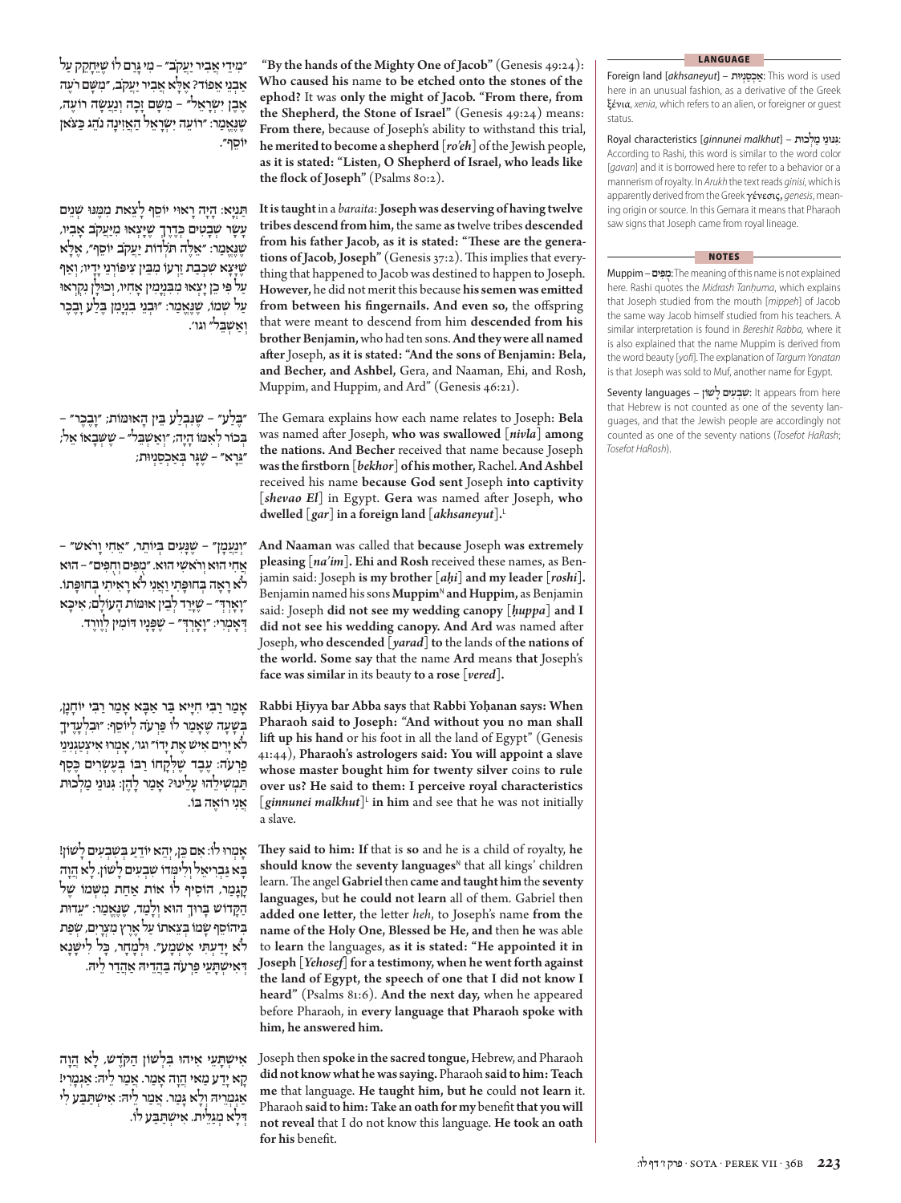״מִידֵי אֲבִיר יַעֲקֹב״ – מִי גָּרַם לוֹ שֶׁיֵּחָקֵק עַל אַבְנֵי אֵפוֹד? אֶלָּא אֲבִיר יַעֲקֹב, ״מִשָּׁם רֹעֶה אֶבֶן יִשְׂרָאֵל״ – מִשָּׁם זָכָה וְנַעֲשָׂה רוֹעֶה, שֶׁנֶּאֱמַר: ״רֹעֵה יִשְׂרָאֵל הַאֲזִינָה נֹהֵג כַּצֹּאן יוֹסֵף״.

"By the hands of the Mighty One of Jacob" (Genesis 49:24): **Who caused his** name **to be etched onto the stones of the ephod?** It was **only the might of Jacob. "From there, from the Shepherd, the Stone of Israel"** (Genesis 49:24) means: **From there,** because of Joseph's ability to withstand this trial, **he merited to become a shepherd** [*ro'eh*] of the Jewish people, **as it is stated: "Listen, O Shepherd of Israel, who leads like the flock of Joseph"** (Psalms 80:2).

תַּנְיָא: הָיָה רָאוּי יוֹסֵף לָצֵאת מִמֶּנּוּ שְׁנֵים עָשָׂר שְׁבָטִים כְּדֶרֶךְ שֶׁיָּצְאוּ מִיַּעֲקֹב אָבִיו, שֶׁנֶּאֱמַר: ״אֵלֶּה תֹּלְדוֹת יַעֲקֹב יוֹסֵף״, אֶלָּא שֶׁיָּצְאָה שִׁכְבַת זַרְעוֹ מִבֵּין צִיפּוֹרְנֵי יָדָיו; וְאַף עַל פִּי כֵן יָצְאוּ מִבִּנְיָמִין אָחִיו, וְכוּלָּן נִקְרְאוּ עַל שְׁמוֹ, שֶׁנֶּאֱמַר: ״וּבְנֵי בִנְיָמִן בֶּלַע וָבֶכֶר וְאַשְׁבֵּל״ וגו׳.

**It is taught** in a *baraita*: **Joseph was deserving of having twelve tribes descend from him,** the same **as** twelve tribes **descended from his father Jacob, as it is stated: "These are the generations of Jacob, Joseph"** (Genesis 37:2). This implies that everything that happened to Jacob was destined to happen to Joseph. **However,** he did not merit this because **his semen was emitted from between his fingernails. And even so,** the offspring that were meant to descend from him **descended from his brother Benjamin,** who had ten sons. **And they were all named after** Joseph, **as it is stated: "And the sons of Benjamin: Bela, and Becher, and Ashbel,** Gera, and Naaman, Ehi, and Rosh, Muppim, and Huppim, and Ard" (Genesis 46:21).

״בֶּלַע״ – שֶׁנִּבְלַע בֵּין הָאוּמּוֹת; ״וָבֶכֶר״ – בְּכוֹר לְאִמּוֹ הָיָה; ״וְאַשְׁבֵּל״ – שֶׁשְּׁבָאוֹ אֵל; ״גֵּרָא״ – שֶׁגָּר בְּאַכְסַנְיוֹת;

The Gemara explains how each name relates to Joseph: **Bela** was named after Joseph, **who was swallowed** [*nivla*] **among the nations. And Becher** received that name because Joseph **was the firstborn** [*bekhor*] **of his mother,** Rachel. **And Ashbel** received his name **because God sent** Joseph **into captivity** [*shevao El*] in Egypt. **Gera** was named after Joseph, **who dwelled** [*gar*] **in a foreign land** [*akhsaneyut*].[L]

״וְנַעֲמָן״ – שֶׁנָּעִים בְּיוֹתֵר, ״אֵחִי וָרֹאשׁ״ – אָחִי הוּא וְרֹאשִׁי הוּא. ״מֻפִּים וְחֻפִּים״ – הוּא לֹא רָאָה בְּחוּפָּתִי וַאֲנִי לֹא רָאִיתִי בְּחוּפָּתוֹ. ״וָאָרְדְּ״ – שֶׁיָּרַד לְבֵין אוּמּוֹת הָעוֹלָם; אִיכָּא דְּאָמְרִי: ״וָאָרְדְּ״ – שֶׁפָּנָיו דּוֹמִין לְוֶורֶד.

**And Naaman** was called that **because** Joseph **was extremely pleasing** [*na'im*]. **Ehi and Rosh** received these names, as Benjamin said: Joseph **is my brother** [*aḥi*] **and my leader** [*roshi*]. Benjamin named his sons **Muppim**[N] **and Huppim,** as Benjamin said: Joseph **did not see my wedding canopy** [*ḥuppa*] **and I did not see his wedding canopy. And Ard** was named after Joseph, **who descended** [*yarad*] **to** the lands of **the nations of the world. Some say** that the name **Ard** means **that** Joseph's **face was similar** in its beauty **to a rose** [*vered*].

אָמַר רַבִּי חִיָּיא בַּר אַבָּא אָמַר רַבִּי יוֹחָנָן, בְּשָׁעָה שֶׁאָמַר לוֹ פַּרְעֹה לְיוֹסֵף: ״וּבִלְעָדֶיךָ לֹא יָרִים אִישׁ אֶת יָדוֹ״ וגו׳, אָמְרוּ אִיצְטַגְנִינֵי פַרְעֹה: עֶבֶד שֶׁלְּקָחוֹ רַבּוֹ בְּעֶשְׂרִים כֶּסֶף תַּמְשִׁילֵהוּ עָלֵינוּ? אָמַר לָהֶן: גִּנּוּנֵי מַלְכוּת אֲנִי רוֹאֶה בּוֹ.

**Rabbi Ḥiyya bar Abba says** that **Rabbi Yoḥanan says: When Pharaoh said to Joseph: "And without you no man shall lift up his hand** or his foot in all the land of Egypt" (Genesis 41:44), **Pharaoh's astrologers said: You will appoint a slave whose master bought him for twenty silver** coins **to rule over us? He said to them: I perceive royal characteristics** [*ginnunei malkhut*][L] **in him** and see that he was not initially a slave.

אָמְרוּ לוֹ: אִם כֵּן, יְהֵא יוֹדֵעַ בְּשִׁבְעִים לָשׁוֹן! בָּא גַּבְרִיאֵל וְלִימְּדוֹ שִׁבְעִים לָשׁוֹן. לֹא הֲוָה קָגָמַר, הוֹסִיף לוֹ אוֹת אַחַת מִשְּׁמוֹ שֶׁל הַקָּדוֹשׁ בָּרוּךְ הוּא וְלָמַד, שֶׁנֶּאֱמַר: ״עֵדוּת בִּיהוֹסֵף שָׂמוֹ בְּצֵאתוֹ עַל אֶרֶץ מִצְרָיִם, שְׂפַת לֹא יָדַעְתִּי אֶשְׁמָע״. וּלְמָחָר, כָּל לִישָּׁנָא דְּאִישְׁתָּעֵי פַּרְעֹה בַּהֲדֵיהּ אַהֲדַר לֵיהּ.

**They said to him: If** that is **so** and he is a child of royalty, **he should know** the **seventy languages**[N] that all kings' children learn. The angel **Gabriel** then **came and taught him** the **seventy languages,** but **he could not learn** all of them. Gabriel then **added one letter,** the letter *heh*, to Joseph's name **from the name of the Holy One, Blessed be He, and** then **he** was able to **learn** the languages, **as it is stated: "He appointed it in Joseph** [*Yehosef*] **for a testimony, when he went forth against the land of Egypt, the speech of one that I did not know I heard"** (Psalms 81:6). **And the next day,** when he appeared before Pharaoh, in **every language that Pharaoh spoke with him, he answered him.**

אִישְׁתָּעֵי אִיהוּ בִּלְשׁוֹן הַקֹּדֶשׁ, לָא הֲוָה קָא יָדַע מַאי הֲוָה אָמַר. אֲמַר לֵיהּ: אַגְמְרַן! אַגְמְרֵיהּ וְלָא גָּמַר. אֲמַר לֵיהּ: אִישְׁתַּבַּע לִי דְּלָא מְגַלֵּית. אִישְׁתַּבַּע לוֹ.

Joseph then **spoke in the sacred tongue,** Hebrew, and Pharaoh **did not know what he was saying.** Pharaoh **said to him: Teach me** that language. **He taught him, but he** could **not learn** it. Pharaoh **said to him: Take an oath for my** benefit **that you will not reveal** that I do not know this language. **He took an oath for his** benefit.

## LANGUAGE

Foreign land [*akhsaneyut*] – אַכְסַנְיוֹת: This word is used here in an unusual fashion, as a derivative of the Greek ξένια, *xenia*, which refers to an alien, or foreigner or guest status.

Royal characteristics [*ginnunei malkhut*] – גִּנּוּנֵי מַלְכוּת: According to Rashi, this word is similar to the word color [*gavan*] and it is borrowed here to refer to a behavior or a mannerism of royalty. In *Arukh* the text reads *ginisi*, which is apparently derived from the Greek γένεσις, *genesis*, meaning origin or source. In this Gemara it means that Pharaoh saw signs that Joseph came from royal lineage.

## NOTES

Muppim – מֻפִּים: The meaning of this name is not explained here. Rashi quotes the *Midrash Tanḥuma*, which explains that Joseph studied from the mouth [*mippeh*] of Jacob the same way Jacob himself studied from his teachers. A similar interpretation is found in *Bereshit Rabba*, where it is also explained that the name Muppim is derived from the word beauty [*yofi*]. The explanation of *Targum Yonatan* is that Joseph was sold to Muf, another name for Egypt.

Seventy languages – שִׁבְעִים לָשׁוֹן: It appears from here that Hebrew is not counted as one of the seventy languages, and that the Jewish people are accordingly not counted as one of the seventy nations (*Tosefot HaRash*; *Tosefot HaRosh*).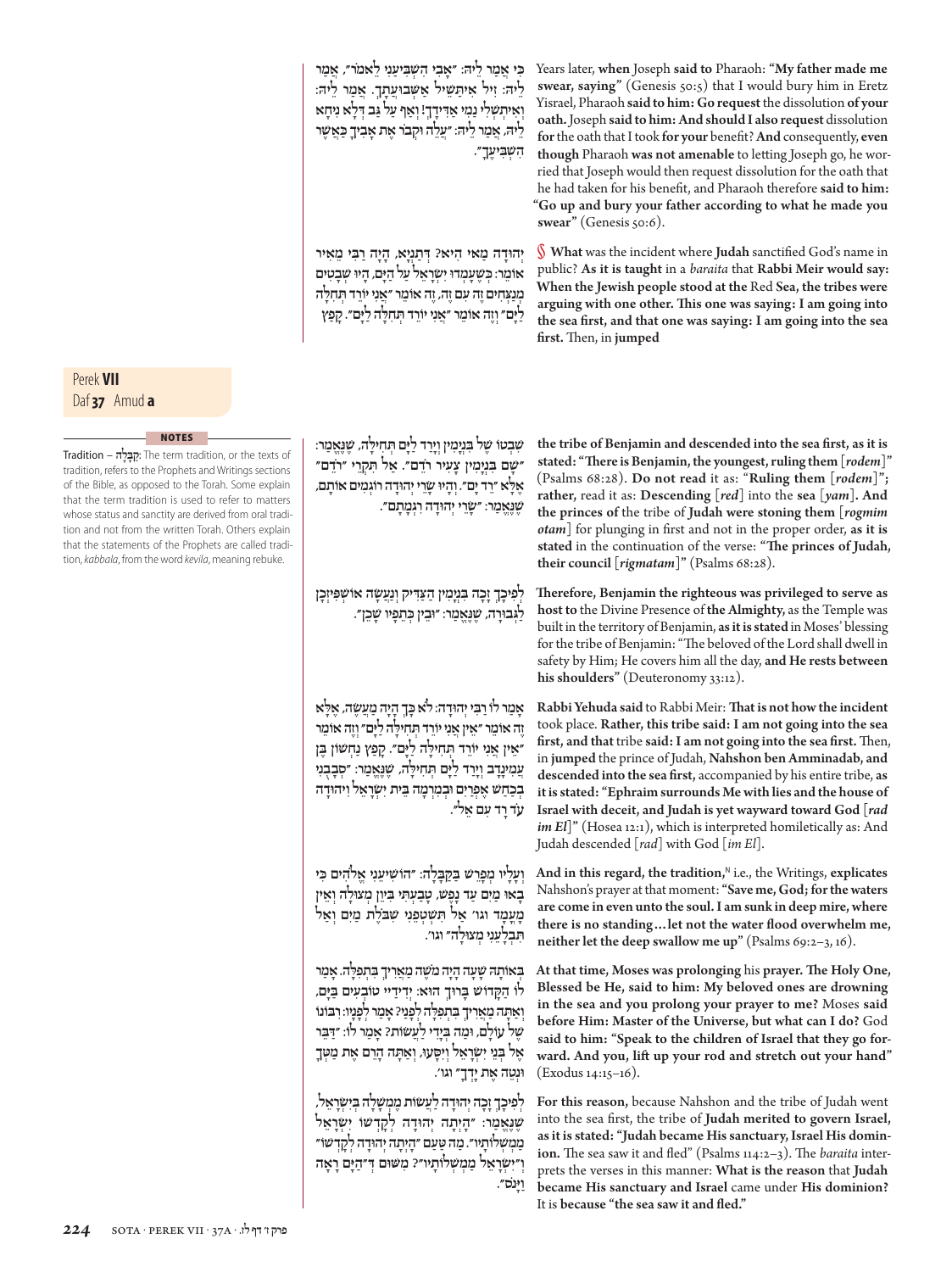כִּי אֲמַר לֵיהּ: ״אָבִי הִשְׁבִּיעַנִי לֵאמֹר״, אֲמַר לֵיהּ: זִיל אִיתְשִׁיל אַשְּׁבוּעָתָךְ. אֲמַר לֵיהּ: וְאִיתְשְׁלִי נַמִּי אַדִּידָךְ! וְאַף עַל גַּב דְּלָא נִיחָא לֵיהּ, אֲמַר לֵיהּ: ״עֲלֵה וּקְבֹר אֶת אָבִיךָ כַּאֲשֶׁר הִשְׁבִּיעֶךָ״.

Years later, **when** Joseph **said to** Pharaoh: **"My father made me swear, saying"** (Genesis 50:5) that I would bury him in Eretz Yisrael, Pharaoh **said to him: Go request** the dissolution **of your oath.** Joseph **said to him: And should I also request** dissolution **for** the oath that I took **for your** benefit? **And** consequently, **even though** Pharaoh **was not amenable** to letting Joseph go, he worried that Joseph would then request dissolution for the oath that he had taken for his benefit, and Pharaoh therefore **said to him: "Go up and bury your father according to what he made you swear"** (Genesis 50:6).

יְהוּדָה מַאי הִיא? דְּתַנְיָא, הָיָה רַבִּי מֵאִיר אוֹמֵר: כְּשֶׁעָמְדוּ יִשְׂרָאֵל עַל הַיָּם, הָיוּ שְׁבָטִים מְנַצְּחִים זֶה עִם זֶה, זֶה אוֹמֵר ״אֲנִי יוֹרֵד תְּחִלָּה לַיָּם״ וְזֶה אוֹמֵר ״אֲנִי יוֹרֵד תְּחִלָּה לַיָּם״. קָפַץ

§ **What** was the incident where **Judah** sanctified God's name in public? **As it is taught** in a *baraita* that **Rabbi Meir would say: When the Jewish people stood at the** Red **Sea, the tribes were arguing with one other. This one was saying: I am going into the sea first, and that one was saying: I am going into the sea first.** Then, in **jumped**

Perek **VII**
Daf **37** Amud **a**

**NOTES**

Tradition – קַבָּלָה: The term tradition, or the texts of tradition, refers to the Prophets and Writings sections of the Bible, as opposed to the Torah. Some explain that the term tradition is used to refer to matters whose status and sanctity are derived from oral tradition and not from the written Torah. Others explain that the statements of the Prophets are called tradition, *kabbala*, from the word *kevila*, meaning rebuke.

שִׁבְטוֹ שֶׁל בִּנְיָמִין וְיָרַד לַיָּם תְּחִילָּה, שֶׁנֶּאֱמַר: ״שָׁם בִּנְיָמִן צָעִיר רֹדֵם״. אַל תִּקְרֵי ״רֹדֵם״ אֶלָּא ״רַד יָם״. וְהָיוּ שָׂרֵי יְהוּדָה רוֹגְמִים אוֹתָם, שֶׁנֶּאֱמַר: ״שָׂרֵי יְהוּדָה רִגְמָתָם״.

**the tribe of Benjamin and descended into the sea first, as it is stated: "There is Benjamin, the youngest, ruling them [*rodem*]"** (Psalms 68:28). **Do not read** it as: **"Ruling them [*rodem*]"; rather,** read it as: **Descending [*red*]** into the **sea [*yam*]. And the princes of** the tribe of **Judah were stoning them [*rogmim otam*]** for plunging in first and not in the proper order, **as it is stated** in the continuation of the verse: **"The princes of Judah, their council [*rigmatam*]"** (Psalms 68:28).

לְפִיכָךְ זָכָה בִּנְיָמִין הַצַּדִּיק וְנַעֲשָׂה אוֹשְׁפִּיזְכָן לַגְּבוּרָה, שֶׁנֶּאֱמַר: ״וּבֵין כְּתֵפָיו שָׁכֵן״.

**Therefore, Benjamin the righteous was privileged to serve as host to** the Divine Presence of **the Almighty,** as the Temple was built in the territory of Benjamin, **as it is stated** in Moses' blessing for the tribe of Benjamin: "The beloved of the Lord shall dwell in safety by Him; He covers him all the day, **and He rests between his shoulders"** (Deuteronomy 33:12).

אָמַר לוֹ רַבִּי יְהוּדָה: לֹא כָּךְ הָיָה מַעֲשֶׂה, אֶלָּא זֶה אוֹמֵר ״אֵין אֲנִי יוֹרֵד תְּחִילָּה לַיָּם״ וְזֶה אוֹמֵר ״אֵין אֲנִי יוֹרֵד תְּחִילָּה לַיָּם״. קָפַץ נַחְשׁוֹן בֶּן עַמִּינָדָב וְיָרַד לַיָּם תְּחִילָּה, שֶׁנֶּאֱמַר: ״סְבָבֻנִי בְכַחַשׁ אֶפְרַיִם וּבְמִרְמָה בֵּית יִשְׂרָאֵל וִיהוּדָה עֹד רָד עִם אֵל״.

**Rabbi Yehuda said** to Rabbi Meir: **That is not how the incident** took place. **Rather, this tribe said: I am not going into the sea first, and that** tribe **said: I am not going into the sea first.** Then, in **jumped** the prince of Judah, **Nahshon ben Amminadab, and descended into the sea first,** accompanied by his entire tribe, **as it is stated: "Ephraim surrounds Me with lies and the house of Israel with deceit, and Judah is yet wayward toward God [*rad im El*]"** (Hosea 12:1), which is interpreted homiletically as: And Judah descended [*rad*] with God [*im El*].

וְעָלָיו מְפָרֵשׁ בַּקַּבָּלָה: ״הוֹשִׁיעֵנִי אֱלֹהִים כִּי בָאוּ מַיִם עַד נָפֶשׁ, טָבַעְתִּי בִּיוֵן מְצוּלָה וְאֵין מָעֳמָד וגו׳ אַל תִּשְׁטְפֵנִי שִׁבֹּלֶת מַיִם וְאַל תִּבְלָעֵנִי מְצוּלָה״ וגו׳.

**And in this regard, the tradition,**[N] i.e., the Writings, **explicates** Nahshon's prayer at that moment: **"Save me, God; for the waters are come in even unto the soul. I am sunk in deep mire, where there is no standing…let not the water flood overwhelm me, neither let the deep swallow me up"** (Psalms 69:2–3, 16).

בְּאוֹתָהּ שָׁעָה הָיָה מֹשֶׁה מַאֲרִיךְ בִּתְפִלָּה. אָמַר לוֹ הַקָּדוֹשׁ בָּרוּךְ הוּא: יְדִידַיי טוֹבְעִים בַּיָּם, וְאַתָּה מַאֲרִיךְ בִּתְפִלָּה לְפָנַי? אָמַר לְפָנָיו: רִבּוֹנוֹ שֶׁל עוֹלָם, וּמָה בְּיָדִי לַעֲשׂוֹת? אָמַר לוֹ: ״דַּבֵּר אֶל בְּנֵי יִשְׂרָאֵל וְיִסָּעוּ, וְאַתָּה הָרֵם אֶת מַטְּךָ וּנְטֵה אֶת יָדְךָ״ וגו׳.

**At that time, Moses was prolonging** his **prayer. The Holy One, Blessed be He, said to him: My beloved ones are drowning in the sea and you prolong your prayer to me?** Moses **said before Him: Master of the Universe, but what can I do?** God **said to him: "Speak to the children of Israel that they go forward. And you, lift up your rod and stretch out your hand"** (Exodus 14:15–16).

לְפִיכָךְ זָכָה יְהוּדָה לַעֲשׂוֹת מֶמְשָׁלָה בְּיִשְׂרָאֵל, שֶׁנֶּאֱמַר: ״הָיְתָה יְהוּדָה לְקָדְשׁוֹ יִשְׂרָאֵל מַמְשְׁלוֹתָיו״. מָה טַעַם ״הָיְתָה יְהוּדָה לְקָדְשׁוֹ״ וְ״יִשְׂרָאֵל מַמְשְׁלוֹתָיו״? מִשּׁוּם דְּ״הַיָּם רָאָה וַיָּנֹס״.

**For this reason,** because Nahshon and the tribe of Judah went into the sea first, the tribe of **Judah merited to govern Israel, as it is stated: "Judah became His sanctuary, Israel His dominion.** The sea saw it and fled" (Psalms 114:2–3). The *baraita* interprets the verses in this manner: **What is the reason** that **Judah became His sanctuary and Israel** came under **His dominion?** It is **because "the sea saw it and fled."**